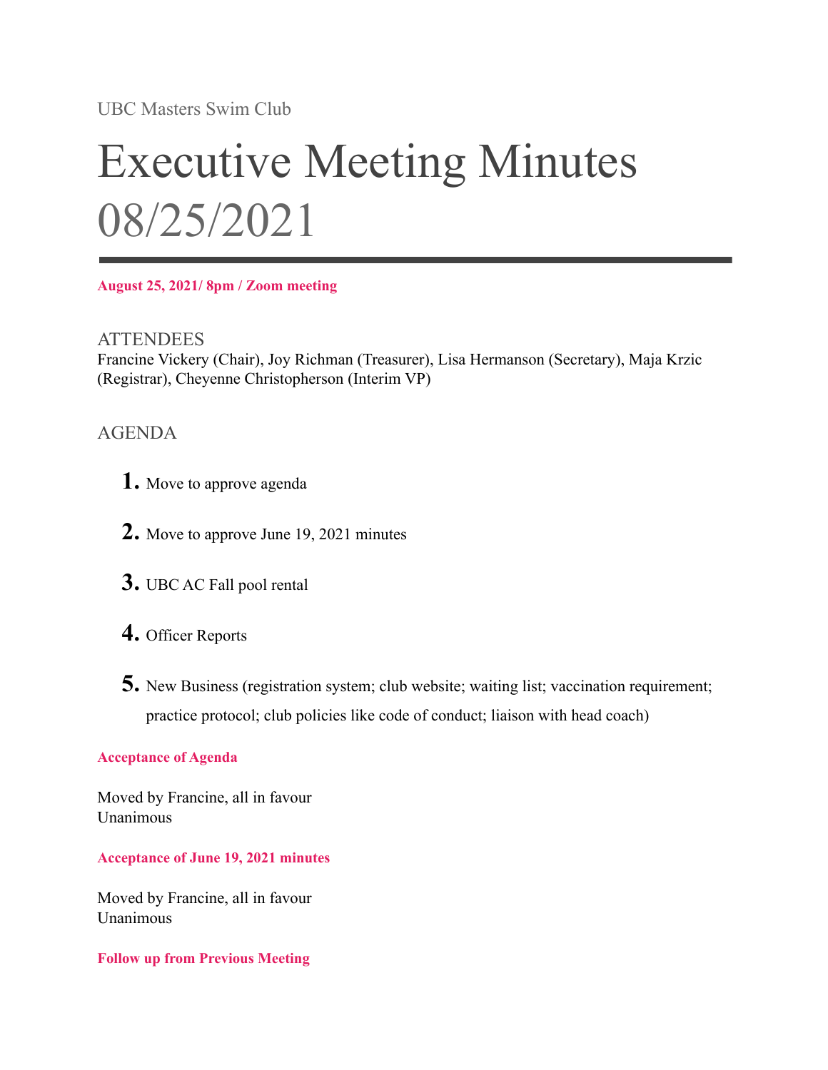UBC Masters Swim Club

# Executive Meeting Minutes 08/25/2021

---

**August 25, 2021/ 8pm / Zoom meeting**

## ATTENDEES

Francine Vickery (Chair), Joy Richman (Treasurer), Lisa Hermanson (Secretary), Maja Krzic (Registrar), Cheyenne Christopherson (Interim VP)

## AGENDA

1. Move to approve agenda
2. Move to approve June 19, 2021 minutes
3. UBC AC Fall pool rental
4. Officer Reports
5. New Business (registration system; club website; waiting list; vaccination requirement; practice protocol; club policies like code of conduct; liaison with head coach)

### Acceptance of Agenda

Moved by Francine, all in favour
Unanimous

### Acceptance of June 19, 2021 minutes

Moved by Francine, all in favour
Unanimous

### Follow up from Previous Meeting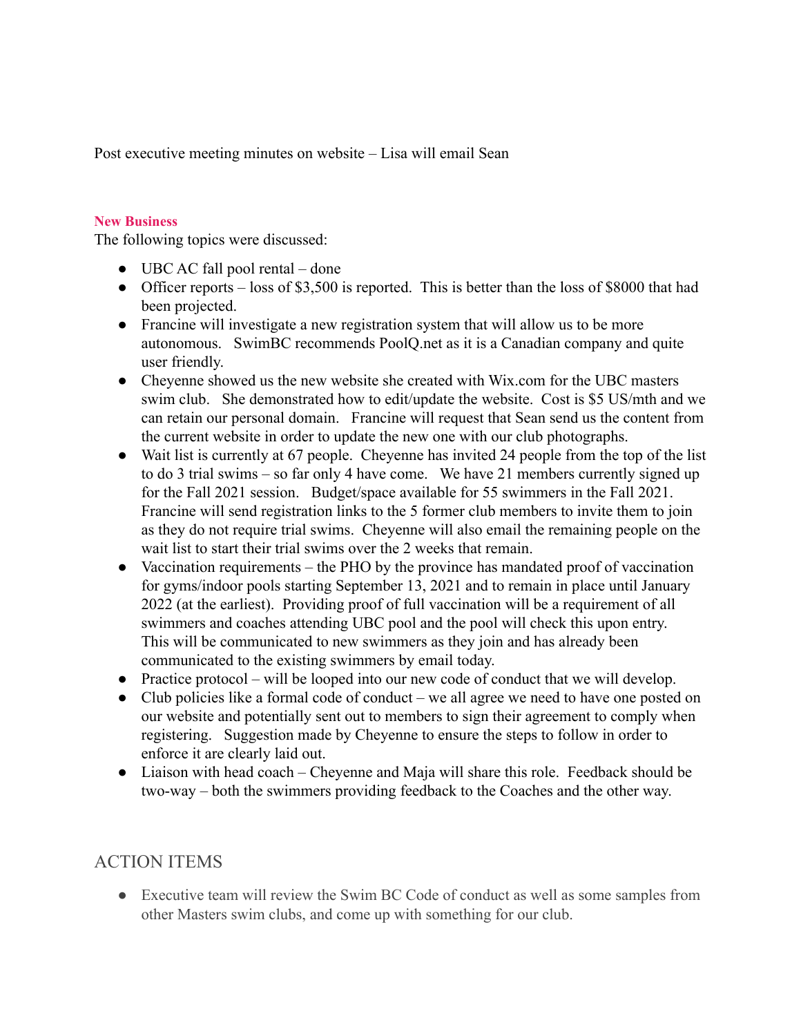Post executive meeting minutes on website – Lisa will email Sean

**New Business**

The following topics were discussed:

- UBC AC fall pool rental – done
- Officer reports – loss of $3,500 is reported. This is better than the loss of $8000 that had been projected.
- Francine will investigate a new registration system that will allow us to be more autonomous. SwimBC recommends PoolQ.net as it is a Canadian company and quite user friendly.
- Cheyenne showed us the new website she created with Wix.com for the UBC masters swim club. She demonstrated how to edit/update the website. Cost is $5 US/mth and we can retain our personal domain. Francine will request that Sean send us the content from the current website in order to update the new one with our club photographs.
- Wait list is currently at 67 people. Cheyenne has invited 24 people from the top of the list to do 3 trial swims – so far only 4 have come. We have 21 members currently signed up for the Fall 2021 session. Budget/space available for 55 swimmers in the Fall 2021. Francine will send registration links to the 5 former club members to invite them to join as they do not require trial swims. Cheyenne will also email the remaining people on the wait list to start their trial swims over the 2 weeks that remain.
- Vaccination requirements – the PHO by the province has mandated proof of vaccination for gyms/indoor pools starting September 13, 2021 and to remain in place until January 2022 (at the earliest). Providing proof of full vaccination will be a requirement of all swimmers and coaches attending UBC pool and the pool will check this upon entry. This will be communicated to new swimmers as they join and has already been communicated to the existing swimmers by email today.
- Practice protocol – will be looped into our new code of conduct that we will develop.
- Club policies like a formal code of conduct – we all agree we need to have one posted on our website and potentially sent out to members to sign their agreement to comply when registering. Suggestion made by Cheyenne to ensure the steps to follow in order to enforce it are clearly laid out.
- Liaison with head coach – Cheyenne and Maja will share this role. Feedback should be two-way – both the swimmers providing feedback to the Coaches and the other way.

## ACTION ITEMS

- Executive team will review the Swim BC Code of conduct as well as some samples from other Masters swim clubs, and come up with something for our club.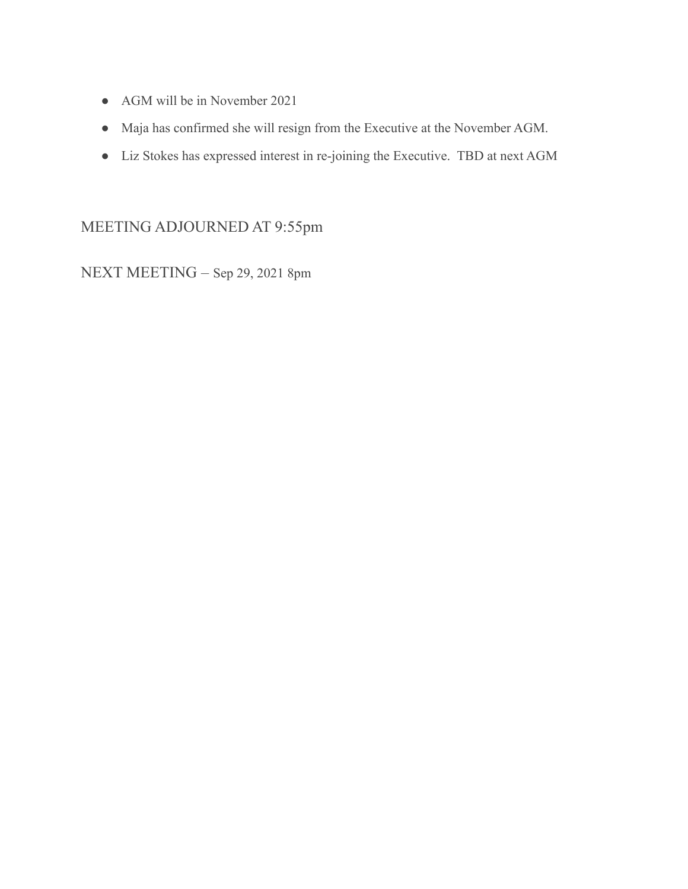- AGM will be in November 2021
- Maja has confirmed she will resign from the Executive at the November AGM.
- Liz Stokes has expressed interest in re-joining the Executive. TBD at next AGM

MEETING ADJOURNED AT 9:55pm

NEXT MEETING – Sep 29, 2021 8pm